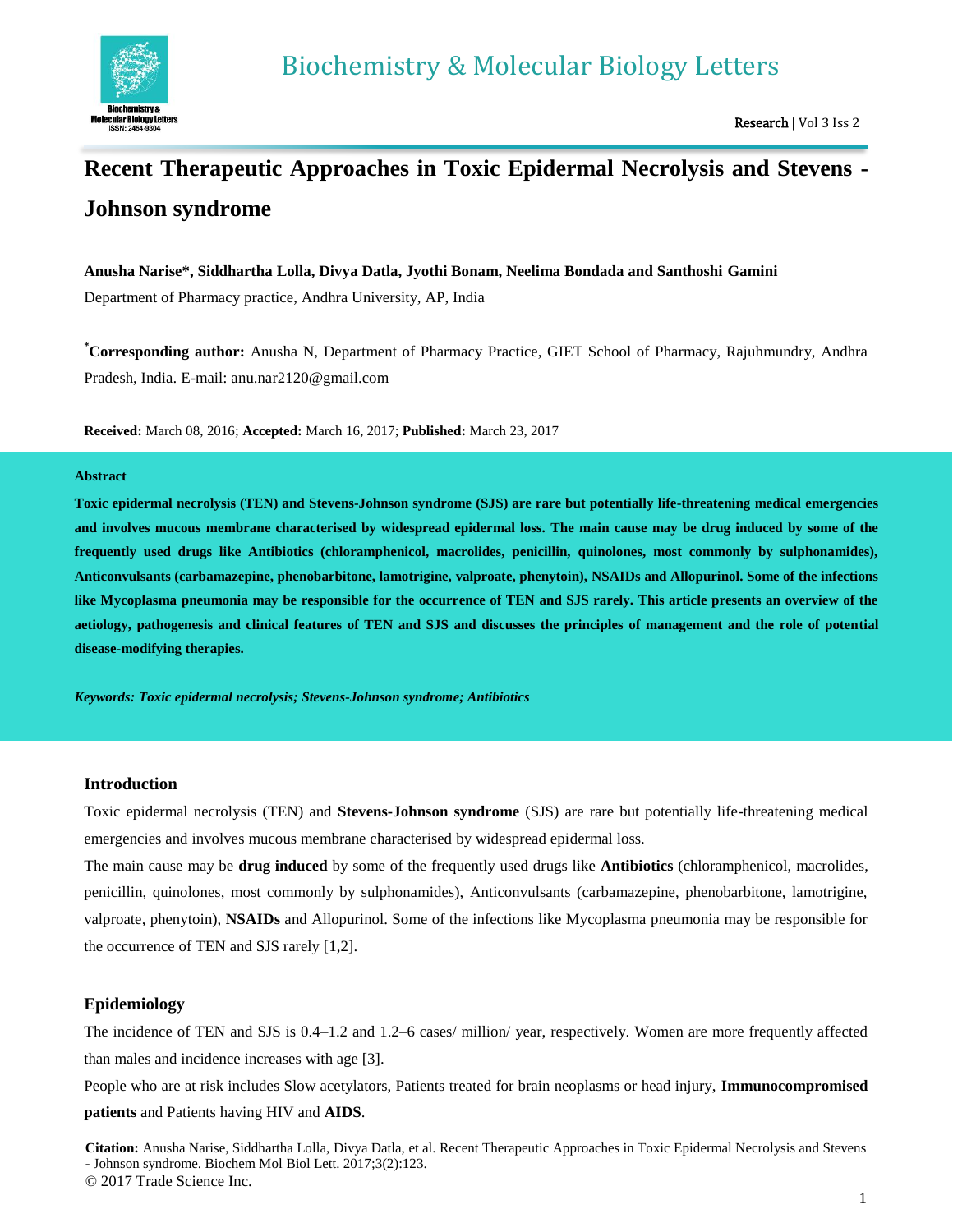# Recent Therapeutic Approaches in Toxic Epidermal Necrolysis and Stevens - Johnson syndrome

**Anusha Narise*, Siddhartha Lolla, Divya Datla, Jyothi Bonam, Neelima Bondada and Santhoshi Gamini**

Department of Pharmacy practice, Andhra University, AP, India

***Corresponding author:** Anusha N, Department of Pharmacy Practice, GIET School of Pharmacy, Rajuhmundry, Andhra Pradesh, India. E-mail: anu.nar2120@gmail.com

**Received:** March 08, 2016; **Accepted:** March 16, 2017; **Published:** March 23, 2017

## Abstract

**Toxic epidermal necrolysis (TEN) and Stevens-Johnson syndrome (SJS) are rare but potentially life-threatening medical emergencies and involves mucous membrane characterised by widespread epidermal loss. The main cause may be drug induced by some of the frequently used drugs like Antibiotics (chloramphenicol, macrolides, penicillin, quinolones, most commonly by sulphonamides), Anticonvulsants (carbamazepine, phenobarbitone, lamotrigine, valproate, phenytoin), NSAIDs and Allopurinol. Some of the infections like Mycoplasma pneumonia may be responsible for the occurrence of TEN and SJS rarely. This article presents an overview of the aetiology, pathogenesis and clinical features of TEN and SJS and discusses the principles of management and the role of potential disease-modifying therapies.**

***Keywords: Toxic epidermal necrolysis; Stevens-Johnson syndrome; Antibiotics***

## Introduction

Toxic epidermal necrolysis (TEN) and **Stevens-Johnson syndrome** (SJS) are rare but potentially life-threatening medical emergencies and involves mucous membrane characterised by widespread epidermal loss.

The main cause may be **drug induced** by some of the frequently used drugs like **Antibiotics** (chloramphenicol, macrolides, penicillin, quinolones, most commonly by sulphonamides), Anticonvulsants (carbamazepine, phenobarbitone, lamotrigine, valproate, phenytoin), **NSAIDs** and Allopurinol. Some of the infections like Mycoplasma pneumonia may be responsible for the occurrence of TEN and SJS rarely [1,2].

## Epidemiology

The incidence of TEN and SJS is 0.4–1.2 and 1.2–6 cases/ million/ year, respectively. Women are more frequently affected than males and incidence increases with age [3].

People who are at risk includes Slow acetylators, Patients treated for brain neoplasms or head injury, **Immunocompromised patients** and Patients having HIV and **AIDS**.

**Citation:** Anusha Narise, Siddhartha Lolla, Divya Datla, et al. Recent Therapeutic Approaches in Toxic Epidermal Necrolysis and Stevens - Johnson syndrome. Biochem Mol Biol Lett. 2017;3(2):123.

© 2017 Trade Science Inc.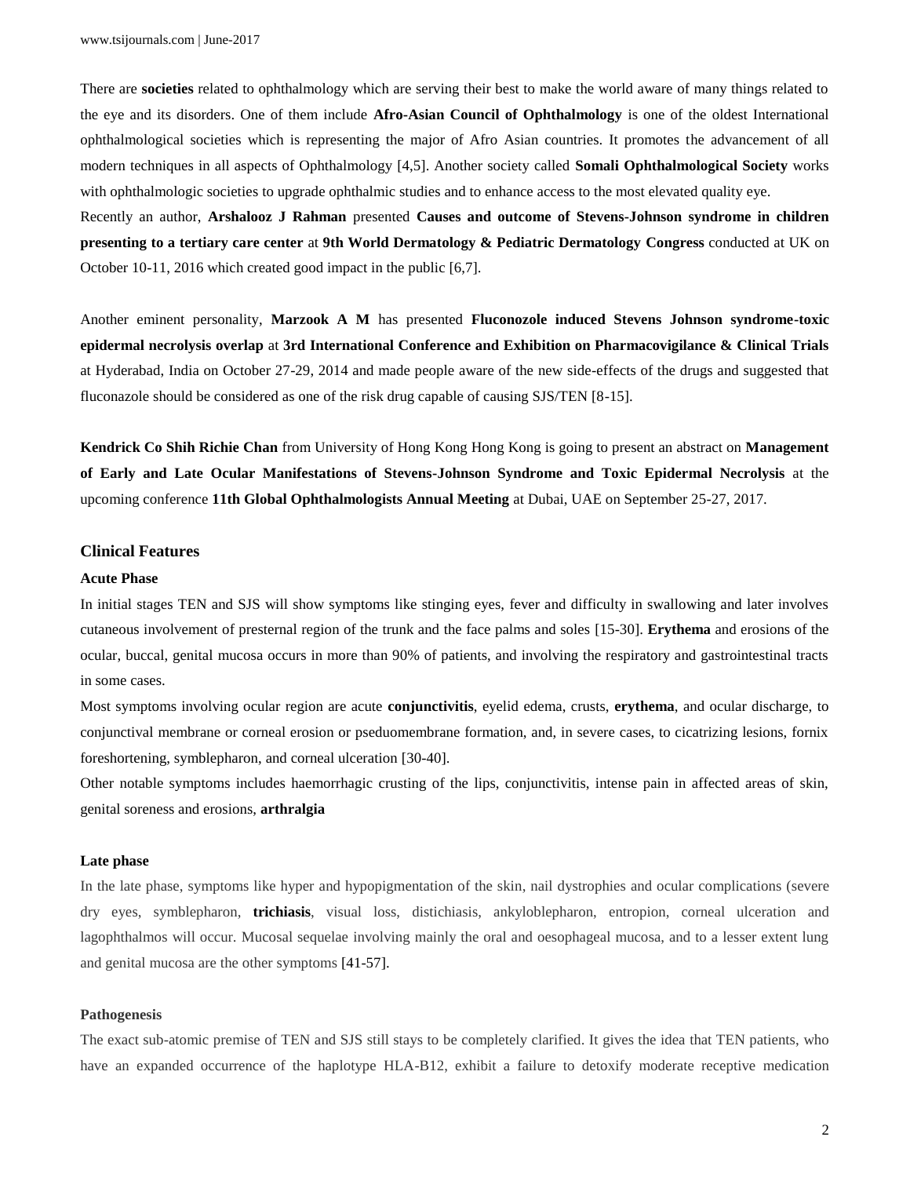There are **societies** related to ophthalmology which are serving their best to make the world aware of many things related to the eye and its disorders. One of them include **Afro-Asian Council of Ophthalmology** is one of the oldest International ophthalmological societies which is representing the major of Afro Asian countries. It promotes the advancement of all modern techniques in all aspects of Ophthalmology [4,5]. Another society called **Somali Ophthalmological Society** works with ophthalmologic societies to upgrade ophthalmic studies and to enhance access to the most elevated quality eye.

Recently an author, **Arshalooz J Rahman** presented **Causes and outcome of Stevens-Johnson syndrome in children presenting to a tertiary care center** at **9th World Dermatology & Pediatric Dermatology Congress** conducted at UK on October 10-11, 2016 which created good impact in the public [6,7].

Another eminent personality, **Marzook A M** has presented **Fluconozole induced Stevens Johnson syndrome-toxic epidermal necrolysis overlap** at **3rd International Conference and Exhibition on Pharmacovigilance & Clinical Trials** at Hyderabad, India on October 27-29, 2014 and made people aware of the new side-effects of the drugs and suggested that fluconazole should be considered as one of the risk drug capable of causing SJS/TEN [8-15].

**Kendrick Co Shih Richie Chan** from University of Hong Kong Hong Kong is going to present an abstract on **Management of Early and Late Ocular Manifestations of Stevens-Johnson Syndrome and Toxic Epidermal Necrolysis** at the upcoming conference **11th Global Ophthalmologists Annual Meeting** at Dubai, UAE on September 25-27, 2017.

## Clinical Features

### Acute Phase

In initial stages TEN and SJS will show symptoms like stinging eyes, fever and difficulty in swallowing and later involves cutaneous involvement of presternal region of the trunk and the face palms and soles [15-30]. **Erythema** and erosions of the ocular, buccal, genital mucosa occurs in more than 90% of patients, and involving the respiratory and gastrointestinal tracts in some cases.

Most symptoms involving ocular region are acute **conjunctivitis**, eyelid edema, crusts, **erythema**, and ocular discharge, to conjunctival membrane or corneal erosion or pseudomembrane formation, and, in severe cases, to cicatrizing lesions, fornix foreshortening, symblepharon, and corneal ulceration [30-40].

Other notable symptoms includes haemorrhagic crusting of the lips, conjunctivitis, intense pain in affected areas of skin, genital soreness and erosions, **arthralgia**

### Late phase

In the late phase, symptoms like hyper and hypopigmentation of the skin, nail dystrophies and ocular complications (severe dry eyes, symblepharon, **trichiasis**, visual loss, distichiasis, ankyloblepharon, entropion, corneal ulceration and lagophthalmos will occur. Mucosal sequelae involving mainly the oral and oesophageal mucosa, and to a lesser extent lung and genital mucosa are the other symptoms [41-57].

### Pathogenesis

The exact sub-atomic premise of TEN and SJS still stays to be completely clarified. It gives the idea that TEN patients, who have an expanded occurrence of the haplotype HLA-B12, exhibit a failure to detoxify moderate receptive medication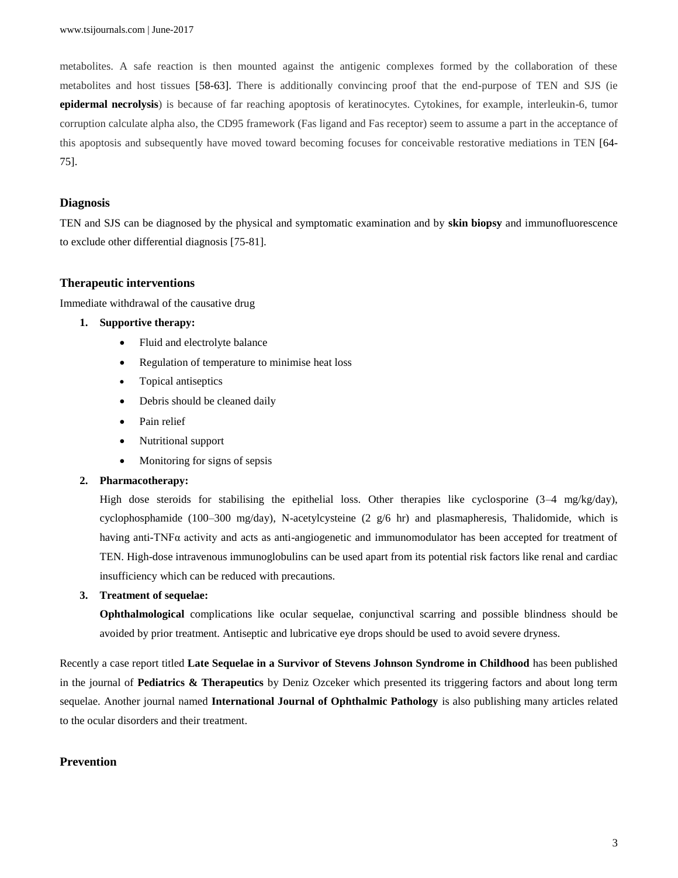metabolites. A safe reaction is then mounted against the antigenic complexes formed by the collaboration of these metabolites and host tissues [58-63]. There is additionally convincing proof that the end-purpose of TEN and SJS (ie **epidermal necrolysis**) is because of far reaching apoptosis of keratinocytes. Cytokines, for example, interleukin-6, tumor corruption calculate alpha also, the CD95 framework (Fas ligand and Fas receptor) seem to assume a part in the acceptance of this apoptosis and subsequently have moved toward becoming focuses for conceivable restorative mediations in TEN [64-75].

## Diagnosis

TEN and SJS can be diagnosed by the physical and symptomatic examination and by **skin biopsy** and immunofluorescence to exclude other differential diagnosis [75-81].

## Therapeutic interventions

Immediate withdrawal of the causative drug

1. **Supportive therapy:**
    - Fluid and electrolyte balance
    - Regulation of temperature to minimise heat loss
    - Topical antiseptics
    - Debris should be cleaned daily
    - Pain relief
    - Nutritional support
    - Monitoring for signs of sepsis
2. **Pharmacotherapy:**

    High dose steroids for stabilising the epithelial loss. Other therapies like cyclosporine (3–4 mg/kg/day), cyclophosphamide (100–300 mg/day), N-acetylcysteine (2 g/6 hr) and plasmapheresis, Thalidomide, which is having anti-TNFα activity and acts as anti-angiogenetic and immunomodulator has been accepted for treatment of TEN. High-dose intravenous immunoglobulins can be used apart from its potential risk factors like renal and cardiac insufficiency which can be reduced with precautions.
3. **Treatment of sequelae:**

    **Ophthalmological** complications like ocular sequelae, conjunctival scarring and possible blindness should be avoided by prior treatment. Antiseptic and lubricative eye drops should be used to avoid severe dryness.

Recently a case report titled **Late Sequelae in a Survivor of Stevens Johnson Syndrome in Childhood** has been published in the journal of **Pediatrics & Therapeutics** by Deniz Ozceker which presented its triggering factors and about long term sequelae. Another journal named **International Journal of Ophthalmic Pathology** is also publishing many articles related to the ocular disorders and their treatment.

## Prevention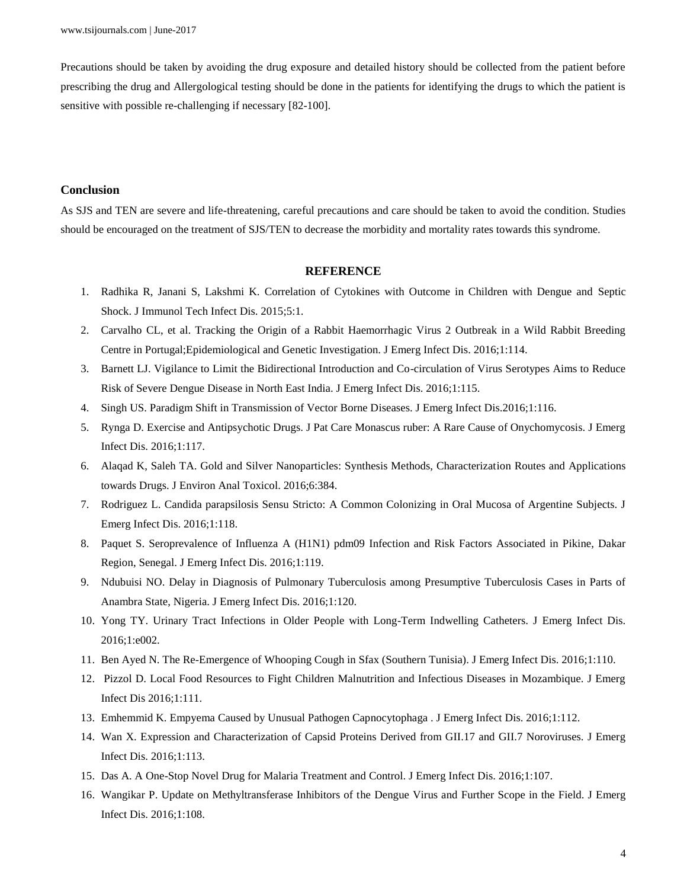Precautions should be taken by avoiding the drug exposure and detailed history should be collected from the patient before prescribing the drug and Allergological testing should be done in the patients for identifying the drugs to which the patient is sensitive with possible re-challenging if necessary [82-100].

## Conclusion

As SJS and TEN are severe and life-threatening, careful precautions and care should be taken to avoid the condition. Studies should be encouraged on the treatment of SJS/TEN to decrease the morbidity and mortality rates towards this syndrome.

## REFERENCE

1. Radhika R, Janani S, Lakshmi K. Correlation of Cytokines with Outcome in Children with Dengue and Septic Shock. J Immunol Tech Infect Dis. 2015;5:1.
2. Carvalho CL, et al. Tracking the Origin of a Rabbit Haemorrhagic Virus 2 Outbreak in a Wild Rabbit Breeding Centre in Portugal;Epidemiological and Genetic Investigation. J Emerg Infect Dis. 2016;1:114.
3. Barnett LJ. Vigilance to Limit the Bidirectional Introduction and Co-circulation of Virus Serotypes Aims to Reduce Risk of Severe Dengue Disease in North East India. J Emerg Infect Dis. 2016;1:115.
4. Singh US. Paradigm Shift in Transmission of Vector Borne Diseases. J Emerg Infect Dis.2016;1:116.
5. Rynga D. Exercise and Antipsychotic Drugs. J Pat Care Monascus ruber: A Rare Cause of Onychomycosis. J Emerg Infect Dis. 2016;1:117.
6. Alaqad K, Saleh TA. Gold and Silver Nanoparticles: Synthesis Methods, Characterization Routes and Applications towards Drugs. J Environ Anal Toxicol. 2016;6:384.
7. Rodriguez L. Candida parapsilosis Sensu Stricto: A Common Colonizing in Oral Mucosa of Argentine Subjects. J Emerg Infect Dis. 2016;1:118.
8. Paquet S. Seroprevalence of Influenza A (H1N1) pdm09 Infection and Risk Factors Associated in Pikine, Dakar Region, Senegal. J Emerg Infect Dis. 2016;1:119.
9. Ndubuisi NO. Delay in Diagnosis of Pulmonary Tuberculosis among Presumptive Tuberculosis Cases in Parts of Anambra State, Nigeria. J Emerg Infect Dis. 2016;1:120.
10. Yong TY. Urinary Tract Infections in Older People with Long-Term Indwelling Catheters. J Emerg Infect Dis. 2016;1:e002.
11. Ben Ayed N. The Re-Emergence of Whooping Cough in Sfax (Southern Tunisia). J Emerg Infect Dis. 2016;1:110.
12. Pizzol D. Local Food Resources to Fight Children Malnutrition and Infectious Diseases in Mozambique. J Emerg Infect Dis 2016;1:111.
13. Emhemmid K. Empyema Caused by Unusual Pathogen Capnocytophaga . J Emerg Infect Dis. 2016;1:112.
14. Wan X. Expression and Characterization of Capsid Proteins Derived from GII.17 and GII.7 Noroviruses. J Emerg Infect Dis. 2016;1:113.
15. Das A. A One-Stop Novel Drug for Malaria Treatment and Control. J Emerg Infect Dis. 2016;1:107.
16. Wangikar P. Update on Methyltransferase Inhibitors of the Dengue Virus and Further Scope in the Field. J Emerg Infect Dis. 2016;1:108.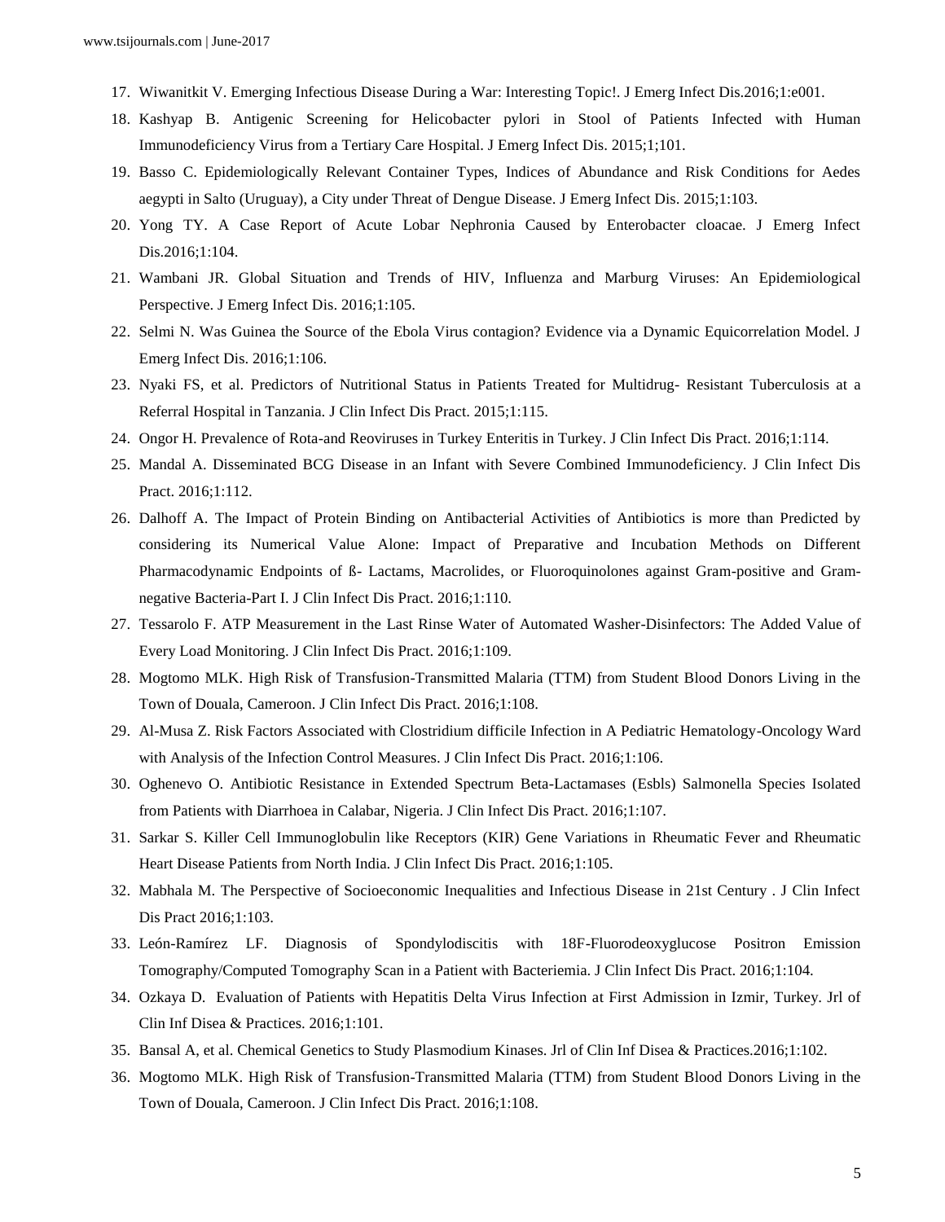17. Wiwanitkit V. Emerging Infectious Disease During a War: Interesting Topic!. J Emerg Infect Dis.2016;1:e001.
18. Kashyap B. Antigenic Screening for Helicobacter pylori in Stool of Patients Infected with Human Immunodeficiency Virus from a Tertiary Care Hospital. J Emerg Infect Dis. 2015;1;101.
19. Basso C. Epidemiologically Relevant Container Types, Indices of Abundance and Risk Conditions for Aedes aegypti in Salto (Uruguay), a City under Threat of Dengue Disease. J Emerg Infect Dis. 2015;1:103.
20. Yong TY. A Case Report of Acute Lobar Nephronia Caused by Enterobacter cloacae. J Emerg Infect Dis.2016;1:104.
21. Wambani JR. Global Situation and Trends of HIV, Influenza and Marburg Viruses: An Epidemiological Perspective. J Emerg Infect Dis. 2016;1:105.
22. Selmi N. Was Guinea the Source of the Ebola Virus contagion? Evidence via a Dynamic Equicorrelation Model. J Emerg Infect Dis. 2016;1:106.
23. Nyaki FS, et al. Predictors of Nutritional Status in Patients Treated for Multidrug- Resistant Tuberculosis at a Referral Hospital in Tanzania. J Clin Infect Dis Pract. 2015;1:115.
24. Ongor H. Prevalence of Rota-and Reoviruses in Turkey Enteritis in Turkey. J Clin Infect Dis Pract. 2016;1:114.
25. Mandal A. Disseminated BCG Disease in an Infant with Severe Combined Immunodeficiency. J Clin Infect Dis Pract. 2016;1:112.
26. Dalhoff A. The Impact of Protein Binding on Antibacterial Activities of Antibiotics is more than Predicted by considering its Numerical Value Alone: Impact of Preparative and Incubation Methods on Different Pharmacodynamic Endpoints of ß- Lactams, Macrolides, or Fluoroquinolones against Gram-positive and Gram-negative Bacteria-Part I. J Clin Infect Dis Pract. 2016;1:110.
27. Tessarolo F. ATP Measurement in the Last Rinse Water of Automated Washer-Disinfectors: The Added Value of Every Load Monitoring. J Clin Infect Dis Pract. 2016;1:109.
28. Mogtomo MLK. High Risk of Transfusion-Transmitted Malaria (TTM) from Student Blood Donors Living in the Town of Douala, Cameroon. J Clin Infect Dis Pract. 2016;1:108.
29. Al-Musa Z. Risk Factors Associated with Clostridium difficile Infection in A Pediatric Hematology-Oncology Ward with Analysis of the Infection Control Measures. J Clin Infect Dis Pract. 2016;1:106.
30. Oghenevo O. Antibiotic Resistance in Extended Spectrum Beta-Lactamases (Esbls) Salmonella Species Isolated from Patients with Diarrhoea in Calabar, Nigeria. J Clin Infect Dis Pract. 2016;1:107.
31. Sarkar S. Killer Cell Immunoglobulin like Receptors (KIR) Gene Variations in Rheumatic Fever and Rheumatic Heart Disease Patients from North India. J Clin Infect Dis Pract. 2016;1:105.
32. Mabhala M. The Perspective of Socioeconomic Inequalities and Infectious Disease in 21st Century . J Clin Infect Dis Pract 2016;1:103.
33. León-Ramírez LF. Diagnosis of Spondylodiscitis with 18F-Fluorodeoxyglucose Positron Emission Tomography/Computed Tomography Scan in a Patient with Bacteriemia. J Clin Infect Dis Pract. 2016;1:104.
34. Ozkaya D. Evaluation of Patients with Hepatitis Delta Virus Infection at First Admission in Izmir, Turkey. Jrl of Clin Inf Disea & Practices. 2016;1:101.
35. Bansal A, et al. Chemical Genetics to Study Plasmodium Kinases. Jrl of Clin Inf Disea & Practices.2016;1:102.
36. Mogtomo MLK. High Risk of Transfusion-Transmitted Malaria (TTM) from Student Blood Donors Living in the Town of Douala, Cameroon. J Clin Infect Dis Pract. 2016;1:108.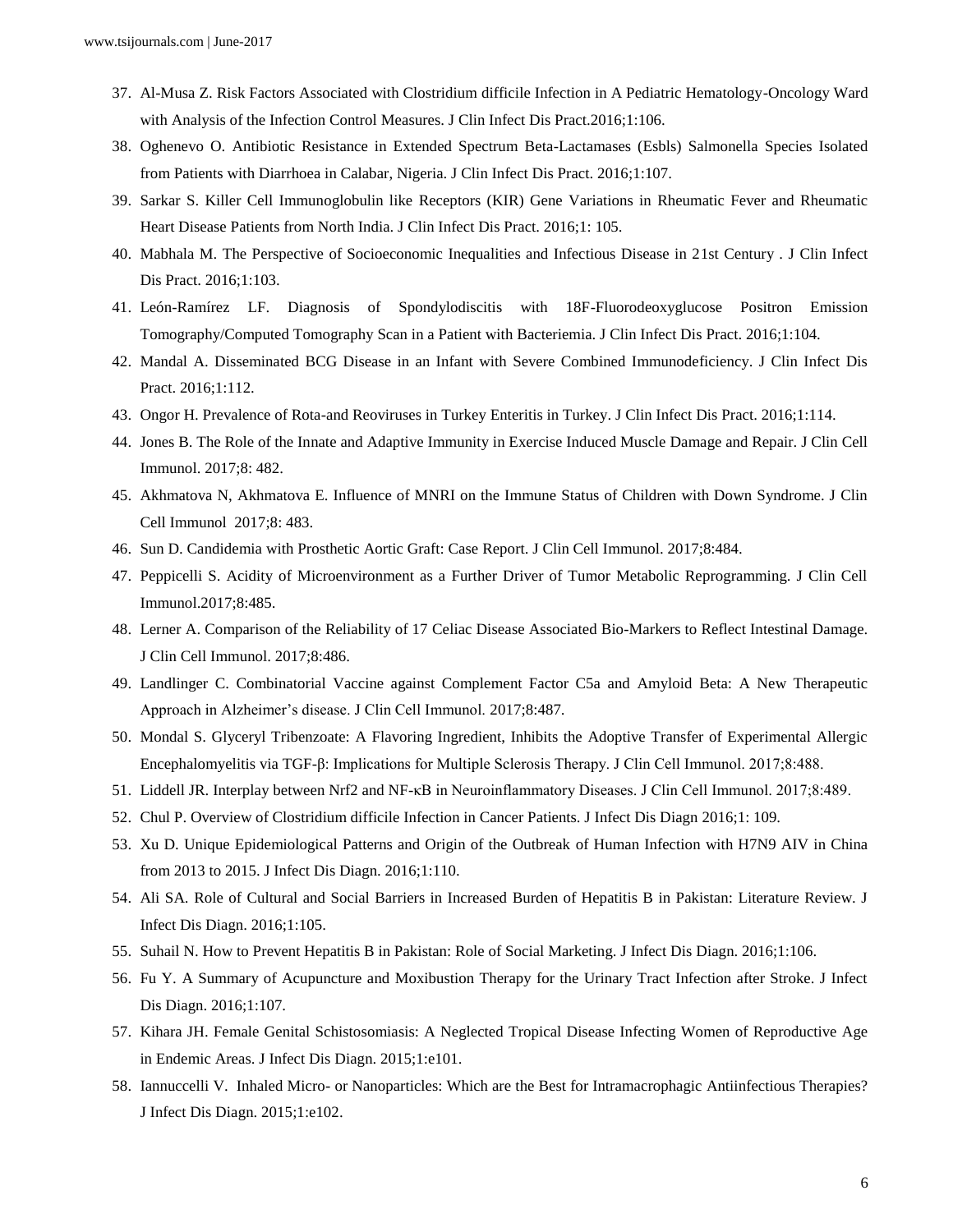37. Al-Musa Z. Risk Factors Associated with Clostridium difficile Infection in A Pediatric Hematology-Oncology Ward with Analysis of the Infection Control Measures. J Clin Infect Dis Pract.2016;1:106.
38. Oghenevo O. Antibiotic Resistance in Extended Spectrum Beta-Lactamases (Esbls) Salmonella Species Isolated from Patients with Diarrhoea in Calabar, Nigeria. J Clin Infect Dis Pract. 2016;1:107.
39. Sarkar S. Killer Cell Immunoglobulin like Receptors (KIR) Gene Variations in Rheumatic Fever and Rheumatic Heart Disease Patients from North India. J Clin Infect Dis Pract. 2016;1: 105.
40. Mabhala M. The Perspective of Socioeconomic Inequalities and Infectious Disease in 21st Century . J Clin Infect Dis Pract. 2016;1:103.
41. León-Ramírez LF. Diagnosis of Spondylodiscitis with 18F-Fluorodeoxyglucose Positron Emission Tomography/Computed Tomography Scan in a Patient with Bacteriemia. J Clin Infect Dis Pract. 2016;1:104.
42. Mandal A. Disseminated BCG Disease in an Infant with Severe Combined Immunodeficiency. J Clin Infect Dis Pract. 2016;1:112.
43. Ongor H. Prevalence of Rota-and Reoviruses in Turkey Enteritis in Turkey. J Clin Infect Dis Pract. 2016;1:114.
44. Jones B. The Role of the Innate and Adaptive Immunity in Exercise Induced Muscle Damage and Repair. J Clin Cell Immunol. 2017;8: 482.
45. Akhmatova N, Akhmatova E. Influence of MNRI on the Immune Status of Children with Down Syndrome. J Clin Cell Immunol 2017;8: 483.
46. Sun D. Candidemia with Prosthetic Aortic Graft: Case Report. J Clin Cell Immunol. 2017;8:484.
47. Peppicelli S. Acidity of Microenvironment as a Further Driver of Tumor Metabolic Reprogramming. J Clin Cell Immunol.2017;8:485.
48. Lerner A. Comparison of the Reliability of 17 Celiac Disease Associated Bio-Markers to Reflect Intestinal Damage. J Clin Cell Immunol. 2017;8:486.
49. Landlinger C. Combinatorial Vaccine against Complement Factor C5a and Amyloid Beta: A New Therapeutic Approach in Alzheimer's disease. J Clin Cell Immunol. 2017;8:487.
50. Mondal S. Glyceryl Tribenzoate: A Flavoring Ingredient, Inhibits the Adoptive Transfer of Experimental Allergic Encephalomyelitis via TGF-β: Implications for Multiple Sclerosis Therapy. J Clin Cell Immunol. 2017;8:488.
51. Liddell JR. Interplay between Nrf2 and NF-κB in Neuroinflammatory Diseases. J Clin Cell Immunol. 2017;8:489.
52. Chul P. Overview of Clostridium difficile Infection in Cancer Patients. J Infect Dis Diagn 2016;1: 109.
53. Xu D. Unique Epidemiological Patterns and Origin of the Outbreak of Human Infection with H7N9 AIV in China from 2013 to 2015. J Infect Dis Diagn. 2016;1:110.
54. Ali SA. Role of Cultural and Social Barriers in Increased Burden of Hepatitis B in Pakistan: Literature Review. J Infect Dis Diagn. 2016;1:105.
55. Suhail N. How to Prevent Hepatitis B in Pakistan: Role of Social Marketing. J Infect Dis Diagn. 2016;1:106.
56. Fu Y. A Summary of Acupuncture and Moxibustion Therapy for the Urinary Tract Infection after Stroke. J Infect Dis Diagn. 2016;1:107.
57. Kihara JH. Female Genital Schistosomiasis: A Neglected Tropical Disease Infecting Women of Reproductive Age in Endemic Areas. J Infect Dis Diagn. 2015;1:e101.
58. Iannuccelli V. Inhaled Micro- or Nanoparticles: Which are the Best for Intramacrophagic Antiinfectious Therapies? J Infect Dis Diagn. 2015;1:e102.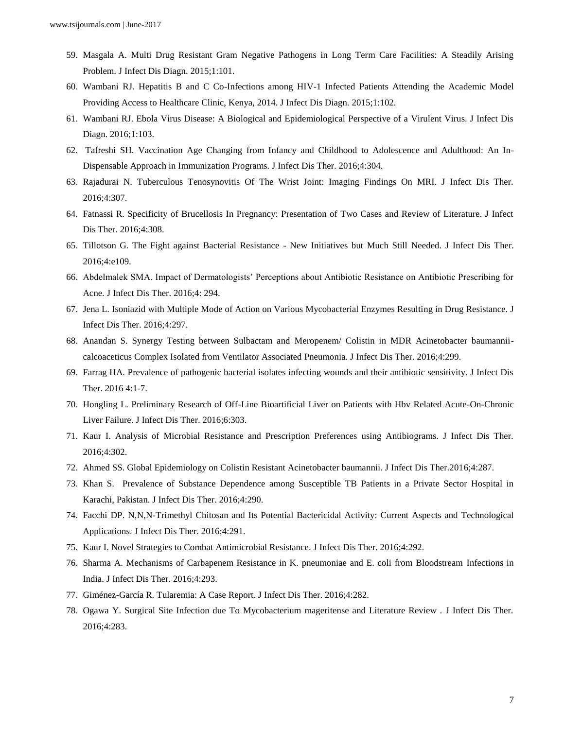59. Masgala A. Multi Drug Resistant Gram Negative Pathogens in Long Term Care Facilities: A Steadily Arising Problem. J Infect Dis Diagn. 2015;1:101.
60. Wambani RJ. Hepatitis B and C Co-Infections among HIV-1 Infected Patients Attending the Academic Model Providing Access to Healthcare Clinic, Kenya, 2014. J Infect Dis Diagn. 2015;1:102.
61. Wambani RJ. Ebola Virus Disease: A Biological and Epidemiological Perspective of a Virulent Virus. J Infect Dis Diagn. 2016;1:103.
62. Tafreshi SH. Vaccination Age Changing from Infancy and Childhood to Adolescence and Adulthood: An In-Dispensable Approach in Immunization Programs. J Infect Dis Ther. 2016;4:304.
63. Rajadurai N. Tuberculous Tenosynovitis Of The Wrist Joint: Imaging Findings On MRI. J Infect Dis Ther. 2016;4:307.
64. Fatnassi R. Specificity of Brucellosis In Pregnancy: Presentation of Two Cases and Review of Literature. J Infect Dis Ther. 2016;4:308.
65. Tillotson G. The Fight against Bacterial Resistance - New Initiatives but Much Still Needed. J Infect Dis Ther. 2016;4:e109.
66. Abdelmalek SMA. Impact of Dermatologists' Perceptions about Antibiotic Resistance on Antibiotic Prescribing for Acne. J Infect Dis Ther. 2016;4: 294.
67. Jena L. Isoniazid with Multiple Mode of Action on Various Mycobacterial Enzymes Resulting in Drug Resistance. J Infect Dis Ther. 2016;4:297.
68. Anandan S. Synergy Testing between Sulbactam and Meropenem/ Colistin in MDR Acinetobacter baumannii-calcoaceticus Complex Isolated from Ventilator Associated Pneumonia. J Infect Dis Ther. 2016;4:299.
69. Farrag HA. Prevalence of pathogenic bacterial isolates infecting wounds and their antibiotic sensitivity. J Infect Dis Ther. 2016 4:1-7.
70. Hongling L. Preliminary Research of Off-Line Bioartificial Liver on Patients with Hbv Related Acute-On-Chronic Liver Failure. J Infect Dis Ther. 2016;6:303.
71. Kaur I. Analysis of Microbial Resistance and Prescription Preferences using Antibiograms. J Infect Dis Ther. 2016;4:302.
72. Ahmed SS. Global Epidemiology on Colistin Resistant Acinetobacter baumannii. J Infect Dis Ther.2016;4:287.
73. Khan S. Prevalence of Substance Dependence among Susceptible TB Patients in a Private Sector Hospital in Karachi, Pakistan. J Infect Dis Ther. 2016;4:290.
74. Facchi DP. N,N,N-Trimethyl Chitosan and Its Potential Bactericidal Activity: Current Aspects and Technological Applications. J Infect Dis Ther. 2016;4:291.
75. Kaur I. Novel Strategies to Combat Antimicrobial Resistance. J Infect Dis Ther. 2016;4:292.
76. Sharma A. Mechanisms of Carbapenem Resistance in K. pneumoniae and E. coli from Bloodstream Infections in India. J Infect Dis Ther. 2016;4:293.
77. Giménez-García R. Tularemia: A Case Report. J Infect Dis Ther. 2016;4:282.
78. Ogawa Y. Surgical Site Infection due To Mycobacterium mageritense and Literature Review . J Infect Dis Ther. 2016;4:283.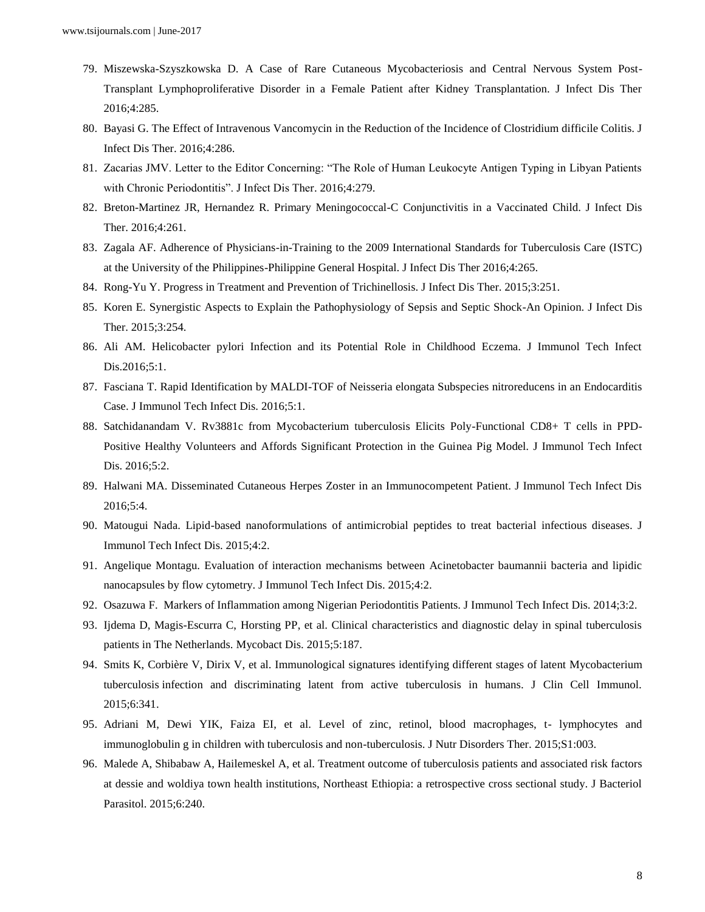79. Miszewska-Szyszkowska D. A Case of Rare Cutaneous Mycobacteriosis and Central Nervous System Post-Transplant Lymphoproliferative Disorder in a Female Patient after Kidney Transplantation. J Infect Dis Ther 2016;4:285.
80. Bayasi G. The Effect of Intravenous Vancomycin in the Reduction of the Incidence of Clostridium difficile Colitis. J Infect Dis Ther. 2016;4:286.
81. Zacarias JMV. Letter to the Editor Concerning: "The Role of Human Leukocyte Antigen Typing in Libyan Patients with Chronic Periodontitis". J Infect Dis Ther. 2016;4:279.
82. Breton-Martinez JR, Hernandez R. Primary Meningococcal-C Conjunctivitis in a Vaccinated Child. J Infect Dis Ther. 2016;4:261.
83. Zagala AF. Adherence of Physicians-in-Training to the 2009 International Standards for Tuberculosis Care (ISTC) at the University of the Philippines-Philippine General Hospital. J Infect Dis Ther 2016;4:265.
84. Rong-Yu Y. Progress in Treatment and Prevention of Trichinellosis. J Infect Dis Ther. 2015;3:251.
85. Koren E. Synergistic Aspects to Explain the Pathophysiology of Sepsis and Septic Shock-An Opinion. J Infect Dis Ther. 2015;3:254.
86. Ali AM. Helicobacter pylori Infection and its Potential Role in Childhood Eczema. J Immunol Tech Infect Dis.2016;5:1.
87. Fasciana T. Rapid Identification by MALDI-TOF of Neisseria elongata Subspecies nitroreducens in an Endocarditis Case. J Immunol Tech Infect Dis. 2016;5:1.
88. Satchidanandam V. Rv3881c from Mycobacterium tuberculosis Elicits Poly-Functional CD8+ T cells in PPD-Positive Healthy Volunteers and Affords Significant Protection in the Guinea Pig Model. J Immunol Tech Infect Dis. 2016;5:2.
89. Halwani MA. Disseminated Cutaneous Herpes Zoster in an Immunocompetent Patient. J Immunol Tech Infect Dis 2016;5:4.
90. Matougui Nada. Lipid-based nanoformulations of antimicrobial peptides to treat bacterial infectious diseases. J Immunol Tech Infect Dis. 2015;4:2.
91. Angelique Montagu. Evaluation of interaction mechanisms between Acinetobacter baumannii bacteria and lipidic nanocapsules by flow cytometry. J Immunol Tech Infect Dis. 2015;4:2.
92. Osazuwa F. Markers of Inflammation among Nigerian Periodontitis Patients. J Immunol Tech Infect Dis. 2014;3:2.
93. Ijdema D, Magis-Escurra C, Horsting PP, et al. Clinical characteristics and diagnostic delay in spinal tuberculosis patients in The Netherlands. Mycobact Dis. 2015;5:187.
94. Smits K, Corbière V, Dirix V, et al. Immunological signatures identifying different stages of latent Mycobacterium tuberculosis infection and discriminating latent from active tuberculosis in humans. J Clin Cell Immunol. 2015;6:341.
95. Adriani M, Dewi YIK, Faiza EI, et al. Level of zinc, retinol, blood macrophages, t- lymphocytes and immunoglobulin g in children with tuberculosis and non-tuberculosis. J Nutr Disorders Ther. 2015;S1:003.
96. Malede A, Shibabaw A, Hailemeskel A, et al. Treatment outcome of tuberculosis patients and associated risk factors at dessie and woldiya town health institutions, Northeast Ethiopia: a retrospective cross sectional study. J Bacteriol Parasitol. 2015;6:240.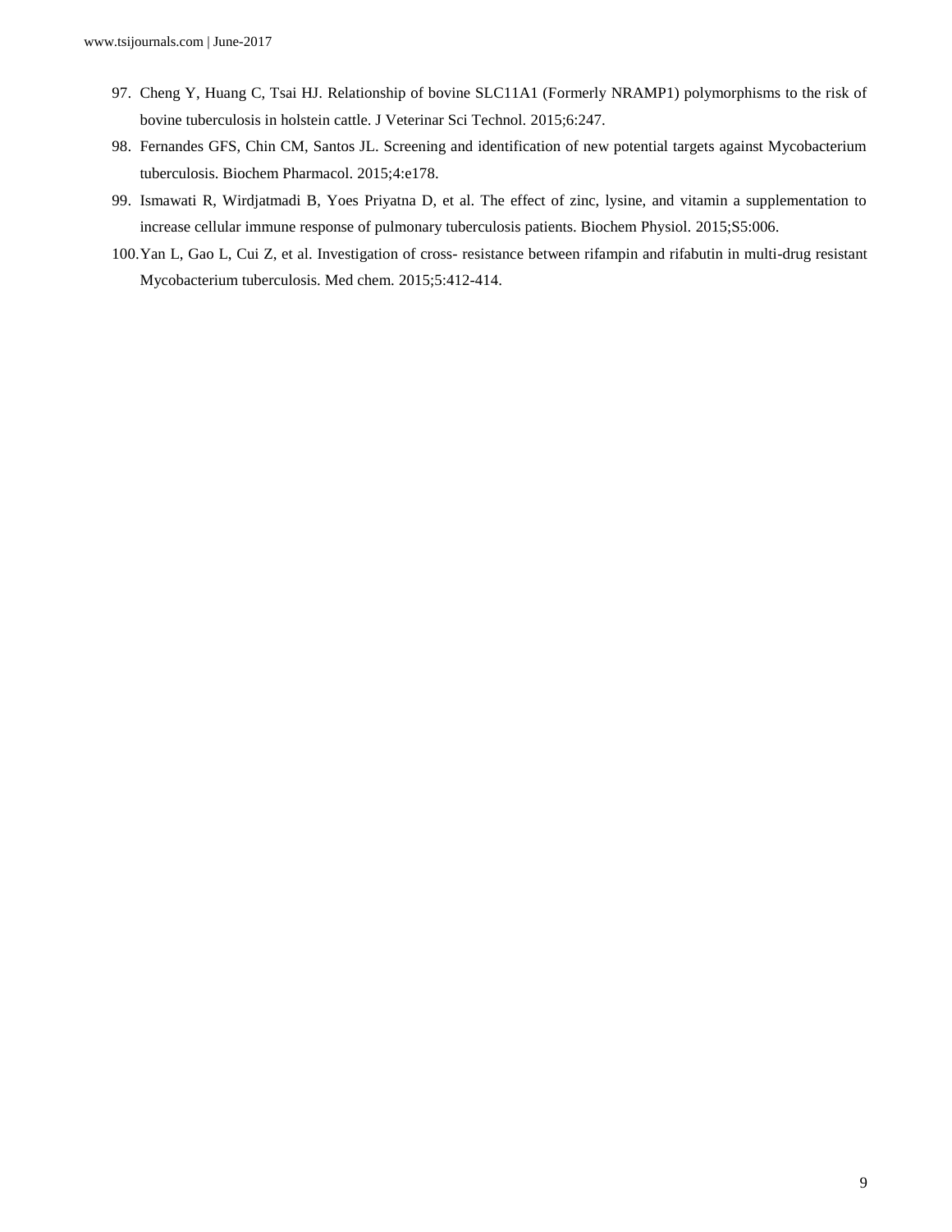97. Cheng Y, Huang C, Tsai HJ. Relationship of bovine SLC11A1 (Formerly NRAMP1) polymorphisms to the risk of bovine tuberculosis in holstein cattle. J Veterinar Sci Technol. 2015;6:247.
98. Fernandes GFS, Chin CM, Santos JL. Screening and identification of new potential targets against Mycobacterium tuberculosis. Biochem Pharmacol. 2015;4:e178.
99. Ismawati R, Wirdjatmadi B, Yoes Priyatna D, et al. The effect of zinc, lysine, and vitamin a supplementation to increase cellular immune response of pulmonary tuberculosis patients. Biochem Physiol. 2015;S5:006.
100. Yan L, Gao L, Cui Z, et al. Investigation of cross- resistance between rifampin and rifabutin in multi-drug resistant Mycobacterium tuberculosis. Med chem. 2015;5:412-414.